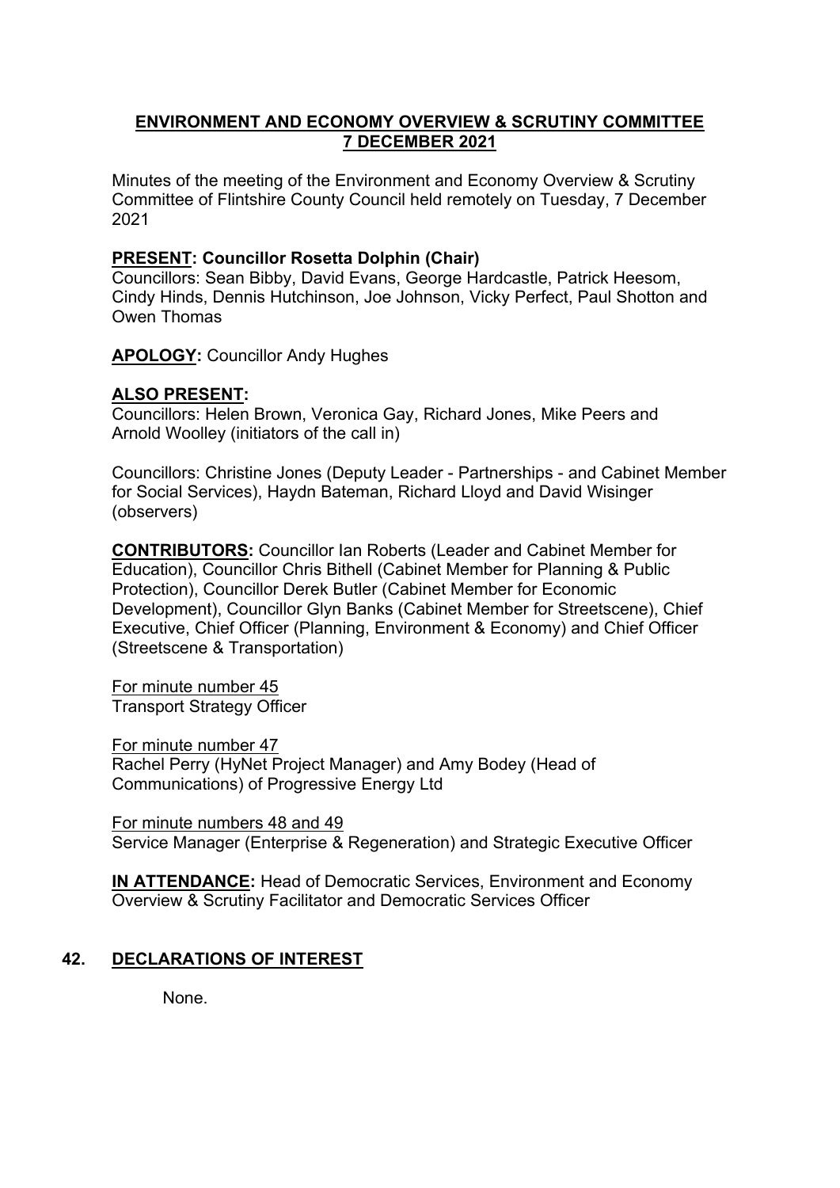## ENVIRONMENT AND ECONOMY OVERVIEW & SCRUTINY COMMITTEE
## 7 DECEMBER 2021

Minutes of the meeting of the Environment and Economy Overview & Scrutiny Committee of Flintshire County Council held remotely on Tuesday, 7 December 2021

**PRESENT: Councillor Rosetta Dolphin (Chair)**
Councillors: Sean Bibby, David Evans, George Hardcastle, Patrick Heesom, Cindy Hinds, Dennis Hutchinson, Joe Johnson, Vicky Perfect, Paul Shotton and Owen Thomas

**APOLOGY:** Councillor Andy Hughes

**ALSO PRESENT:**
Councillors: Helen Brown, Veronica Gay, Richard Jones, Mike Peers and Arnold Woolley (initiators of the call in)

Councillors: Christine Jones (Deputy Leader - Partnerships - and Cabinet Member for Social Services), Haydn Bateman, Richard Lloyd and David Wisinger (observers)

**CONTRIBUTORS:** Councillor Ian Roberts (Leader and Cabinet Member for Education), Councillor Chris Bithell (Cabinet Member for Planning & Public Protection), Councillor Derek Butler (Cabinet Member for Economic Development), Councillor Glyn Banks (Cabinet Member for Streetscene), Chief Executive, Chief Officer (Planning, Environment & Economy) and Chief Officer (Streetscene & Transportation)

For minute number 45
Transport Strategy Officer

For minute number 47
Rachel Perry (HyNet Project Manager) and Amy Bodey (Head of Communications) of Progressive Energy Ltd

For minute numbers 48 and 49
Service Manager (Enterprise & Regeneration) and Strategic Executive Officer

**IN ATTENDANCE:** Head of Democratic Services, Environment and Economy Overview & Scrutiny Facilitator and Democratic Services Officer

### 42. DECLARATIONS OF INTEREST

None.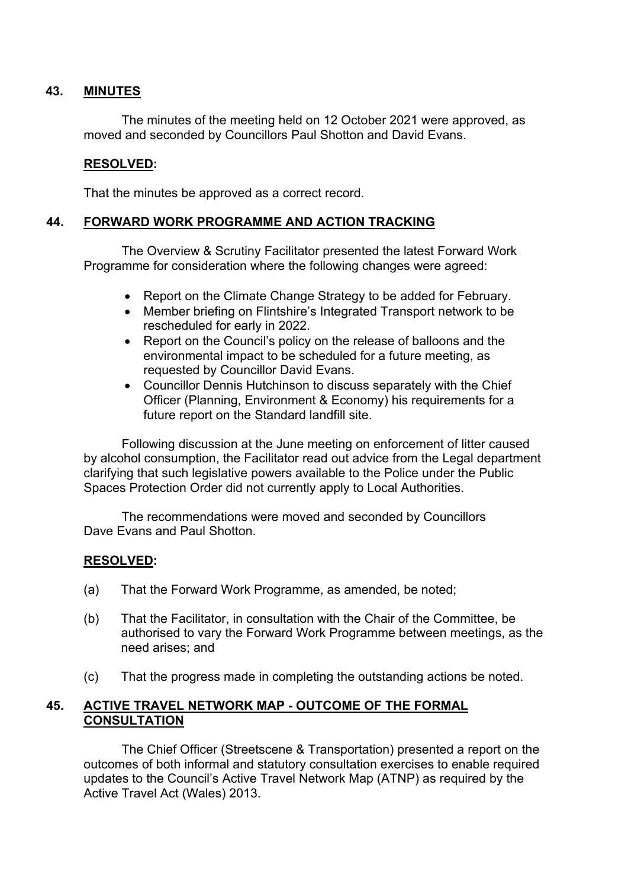## 43. MINUTES

The minutes of the meeting held on 12 October 2021 were approved, as moved and seconded by Councillors Paul Shotton and David Evans.

**RESOLVED:**

That the minutes be approved as a correct record.

## 44. FORWARD WORK PROGRAMME AND ACTION TRACKING

The Overview & Scrutiny Facilitator presented the latest Forward Work Programme for consideration where the following changes were agreed:

- Report on the Climate Change Strategy to be added for February.
- Member briefing on Flintshire's Integrated Transport network to be rescheduled for early in 2022.
- Report on the Council's policy on the release of balloons and the environmental impact to be scheduled for a future meeting, as requested by Councillor David Evans.
- Councillor Dennis Hutchinson to discuss separately with the Chief Officer (Planning, Environment & Economy) his requirements for a future report on the Standard landfill site.

Following discussion at the June meeting on enforcement of litter caused by alcohol consumption, the Facilitator read out advice from the Legal department clarifying that such legislative powers available to the Police under the Public Spaces Protection Order did not currently apply to Local Authorities.

The recommendations were moved and seconded by Councillors Dave Evans and Paul Shotton.

**RESOLVED:**

(a) That the Forward Work Programme, as amended, be noted;

(b) That the Facilitator, in consultation with the Chair of the Committee, be authorised to vary the Forward Work Programme between meetings, as the need arises; and

(c) That the progress made in completing the outstanding actions be noted.

## 45. ACTIVE TRAVEL NETWORK MAP - OUTCOME OF THE FORMAL CONSULTATION

The Chief Officer (Streetscene & Transportation) presented a report on the outcomes of both informal and statutory consultation exercises to enable required updates to the Council's Active Travel Network Map (ATNP) as required by the Active Travel Act (Wales) 2013.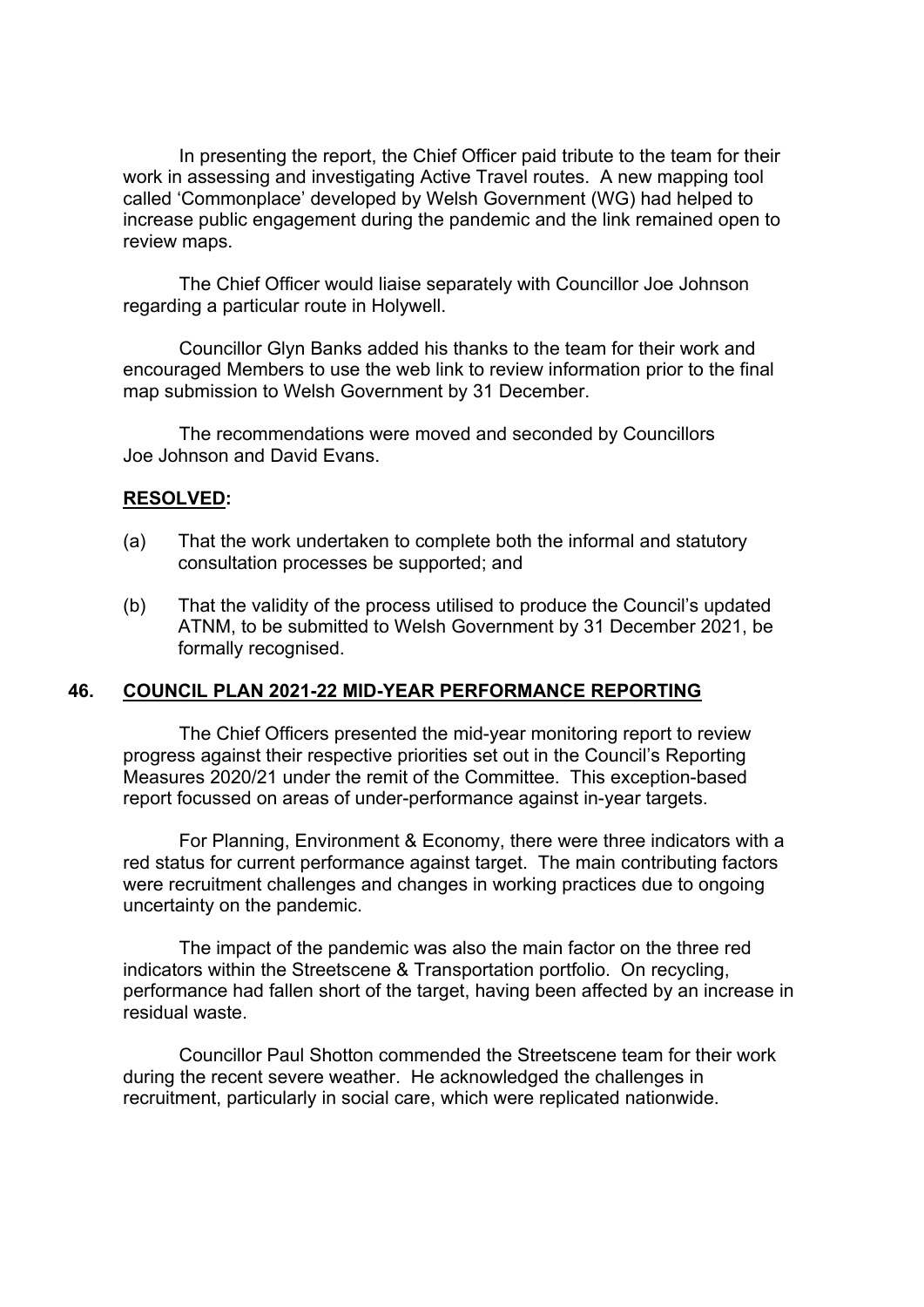In presenting the report, the Chief Officer paid tribute to the team for their work in assessing and investigating Active Travel routes. A new mapping tool called 'Commonplace' developed by Welsh Government (WG) had helped to increase public engagement during the pandemic and the link remained open to review maps.

The Chief Officer would liaise separately with Councillor Joe Johnson regarding a particular route in Holywell.

Councillor Glyn Banks added his thanks to the team for their work and encouraged Members to use the web link to review information prior to the final map submission to Welsh Government by 31 December.

The recommendations were moved and seconded by Councillors Joe Johnson and David Evans.

**RESOLVED:**

(a) That the work undertaken to complete both the informal and statutory consultation processes be supported; and

(b) That the validity of the process utilised to produce the Council's updated ATNM, to be submitted to Welsh Government by 31 December 2021, be formally recognised.

## 46. COUNCIL PLAN 2021-22 MID-YEAR PERFORMANCE REPORTING

The Chief Officers presented the mid-year monitoring report to review progress against their respective priorities set out in the Council's Reporting Measures 2020/21 under the remit of the Committee. This exception-based report focussed on areas of under-performance against in-year targets.

For Planning, Environment & Economy, there were three indicators with a red status for current performance against target. The main contributing factors were recruitment challenges and changes in working practices due to ongoing uncertainty on the pandemic.

The impact of the pandemic was also the main factor on the three red indicators within the Streetscene & Transportation portfolio. On recycling, performance had fallen short of the target, having been affected by an increase in residual waste.

Councillor Paul Shotton commended the Streetscene team for their work during the recent severe weather. He acknowledged the challenges in recruitment, particularly in social care, which were replicated nationwide.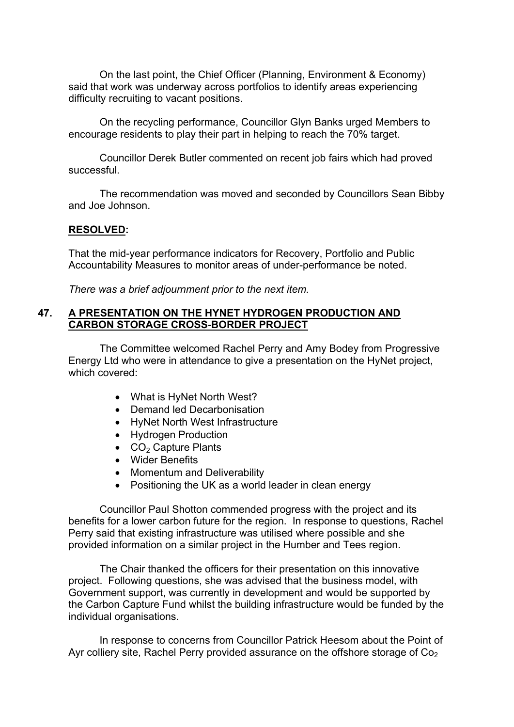On the last point, the Chief Officer (Planning, Environment & Economy) said that work was underway across portfolios to identify areas experiencing difficulty recruiting to vacant positions.

On the recycling performance, Councillor Glyn Banks urged Members to encourage residents to play their part in helping to reach the 70% target.

Councillor Derek Butler commented on recent job fairs which had proved successful.

The recommendation was moved and seconded by Councillors Sean Bibby and Joe Johnson.

**RESOLVED:**

That the mid-year performance indicators for Recovery, Portfolio and Public Accountability Measures to monitor areas of under-performance be noted.

*There was a brief adjournment prior to the next item.*

## 47. A PRESENTATION ON THE HYNET HYDROGEN PRODUCTION AND CARBON STORAGE CROSS-BORDER PROJECT

The Committee welcomed Rachel Perry and Amy Bodey from Progressive Energy Ltd who were in attendance to give a presentation on the HyNet project, which covered:

- What is HyNet North West?
- Demand led Decarbonisation
- HyNet North West Infrastructure
- Hydrogen Production
- $CO_2$ Capture Plants
- Wider Benefits
- Momentum and Deliverability
- Positioning the UK as a world leader in clean energy

Councillor Paul Shotton commended progress with the project and its benefits for a lower carbon future for the region. In response to questions, Rachel Perry said that existing infrastructure was utilised where possible and she provided information on a similar project in the Humber and Tees region.

The Chair thanked the officers for their presentation on this innovative project. Following questions, she was advised that the business model, with Government support, was currently in development and would be supported by the Carbon Capture Fund whilst the building infrastructure would be funded by the individual organisations.

In response to concerns from Councillor Patrick Heesom about the Point of Ayr colliery site, Rachel Perry provided assurance on the offshore storage of $Co_2$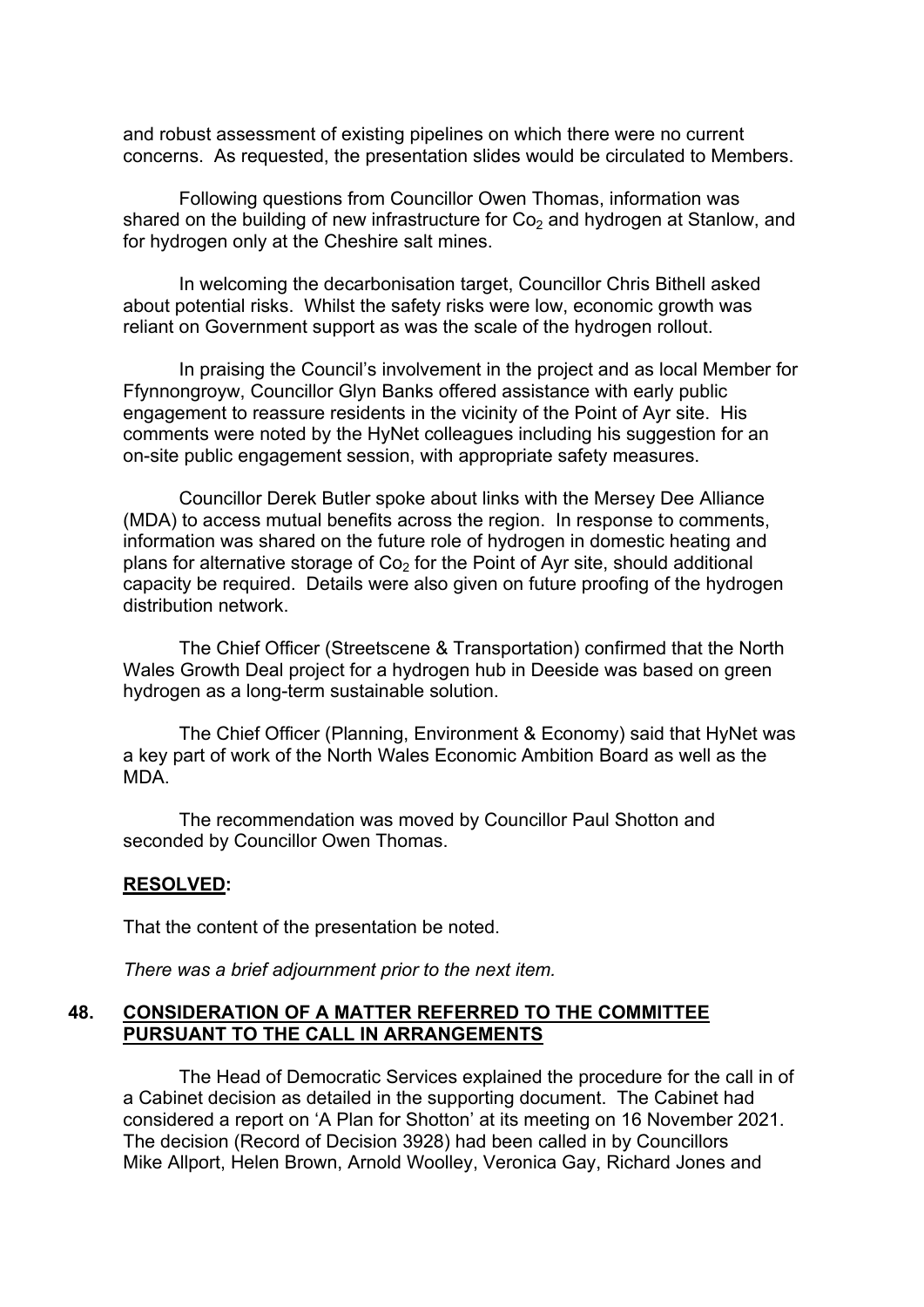and robust assessment of existing pipelines on which there were no current concerns. As requested, the presentation slides would be circulated to Members.

Following questions from Councillor Owen Thomas, information was shared on the building of new infrastructure for $Co_2$ and hydrogen at Stanlow, and for hydrogen only at the Cheshire salt mines.

In welcoming the decarbonisation target, Councillor Chris Bithell asked about potential risks. Whilst the safety risks were low, economic growth was reliant on Government support as was the scale of the hydrogen rollout.

In praising the Council's involvement in the project and as local Member for Ffynnongroyw, Councillor Glyn Banks offered assistance with early public engagement to reassure residents in the vicinity of the Point of Ayr site. His comments were noted by the HyNet colleagues including his suggestion for an on-site public engagement session, with appropriate safety measures.

Councillor Derek Butler spoke about links with the Mersey Dee Alliance (MDA) to access mutual benefits across the region. In response to comments, information was shared on the future role of hydrogen in domestic heating and plans for alternative storage of $Co_2$ for the Point of Ayr site, should additional capacity be required. Details were also given on future proofing of the hydrogen distribution network.

The Chief Officer (Streetscene & Transportation) confirmed that the North Wales Growth Deal project for a hydrogen hub in Deeside was based on green hydrogen as a long-term sustainable solution.

The Chief Officer (Planning, Environment & Economy) said that HyNet was a key part of work of the North Wales Economic Ambition Board as well as the MDA.

The recommendation was moved by Councillor Paul Shotton and seconded by Councillor Owen Thomas.

**RESOLVED:**

That the content of the presentation be noted.

*There was a brief adjournment prior to the next item.*

## 48. CONSIDERATION OF A MATTER REFERRED TO THE COMMITTEE PURSUANT TO THE CALL IN ARRANGEMENTS

The Head of Democratic Services explained the procedure for the call in of a Cabinet decision as detailed in the supporting document. The Cabinet had considered a report on 'A Plan for Shotton' at its meeting on 16 November 2021. The decision (Record of Decision 3928) had been called in by Councillors Mike Allport, Helen Brown, Arnold Woolley, Veronica Gay, Richard Jones and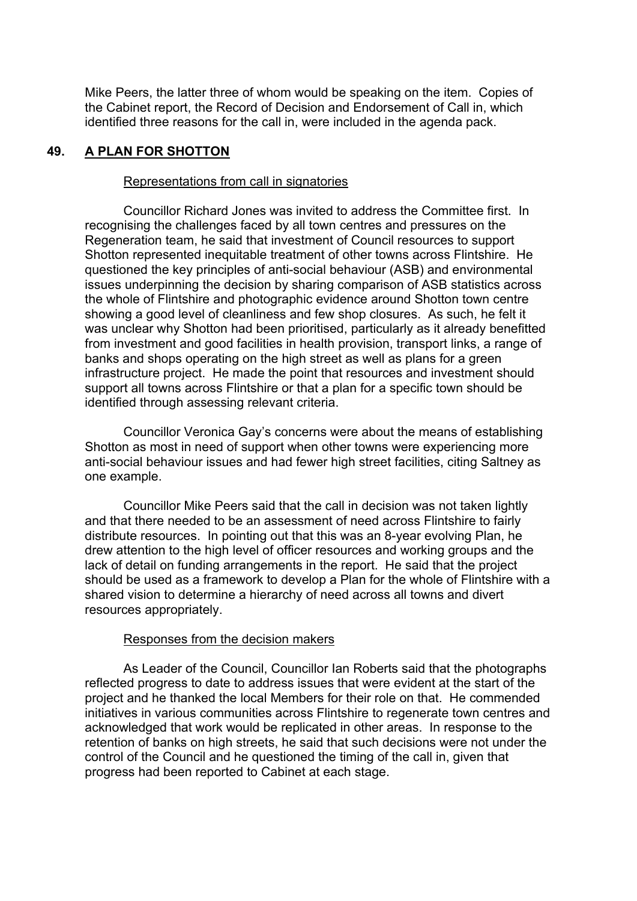Mike Peers, the latter three of whom would be speaking on the item. Copies of the Cabinet report, the Record of Decision and Endorsement of Call in, which identified three reasons for the call in, were included in the agenda pack.

## 49. A PLAN FOR SHOTTON

Representations from call in signatories

Councillor Richard Jones was invited to address the Committee first. In recognising the challenges faced by all town centres and pressures on the Regeneration team, he said that investment of Council resources to support Shotton represented inequitable treatment of other towns across Flintshire. He questioned the key principles of anti-social behaviour (ASB) and environmental issues underpinning the decision by sharing comparison of ASB statistics across the whole of Flintshire and photographic evidence around Shotton town centre showing a good level of cleanliness and few shop closures. As such, he felt it was unclear why Shotton had been prioritised, particularly as it already benefitted from investment and good facilities in health provision, transport links, a range of banks and shops operating on the high street as well as plans for a green infrastructure project. He made the point that resources and investment should support all towns across Flintshire or that a plan for a specific town should be identified through assessing relevant criteria.

Councillor Veronica Gay's concerns were about the means of establishing Shotton as most in need of support when other towns were experiencing more anti-social behaviour issues and had fewer high street facilities, citing Saltney as one example.

Councillor Mike Peers said that the call in decision was not taken lightly and that there needed to be an assessment of need across Flintshire to fairly distribute resources. In pointing out that this was an 8-year evolving Plan, he drew attention to the high level of officer resources and working groups and the lack of detail on funding arrangements in the report. He said that the project should be used as a framework to develop a Plan for the whole of Flintshire with a shared vision to determine a hierarchy of need across all towns and divert resources appropriately.

Responses from the decision makers

As Leader of the Council, Councillor Ian Roberts said that the photographs reflected progress to date to address issues that were evident at the start of the project and he thanked the local Members for their role on that. He commended initiatives in various communities across Flintshire to regenerate town centres and acknowledged that work would be replicated in other areas. In response to the retention of banks on high streets, he said that such decisions were not under the control of the Council and he questioned the timing of the call in, given that progress had been reported to Cabinet at each stage.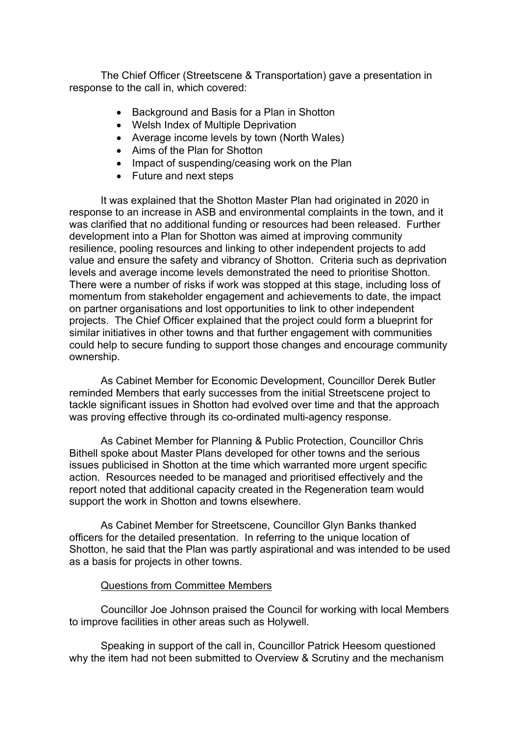The Chief Officer (Streetscene & Transportation) gave a presentation in response to the call in, which covered:

- Background and Basis for a Plan in Shotton
- Welsh Index of Multiple Deprivation
- Average income levels by town (North Wales)
- Aims of the Plan for Shotton
- Impact of suspending/ceasing work on the Plan
- Future and next steps

It was explained that the Shotton Master Plan had originated in 2020 in response to an increase in ASB and environmental complaints in the town, and it was clarified that no additional funding or resources had been released. Further development into a Plan for Shotton was aimed at improving community resilience, pooling resources and linking to other independent projects to add value and ensure the safety and vibrancy of Shotton. Criteria such as deprivation levels and average income levels demonstrated the need to prioritise Shotton. There were a number of risks if work was stopped at this stage, including loss of momentum from stakeholder engagement and achievements to date, the impact on partner organisations and lost opportunities to link to other independent projects. The Chief Officer explained that the project could form a blueprint for similar initiatives in other towns and that further engagement with communities could help to secure funding to support those changes and encourage community ownership.

As Cabinet Member for Economic Development, Councillor Derek Butler reminded Members that early successes from the initial Streetscene project to tackle significant issues in Shotton had evolved over time and that the approach was proving effective through its co-ordinated multi-agency response.

As Cabinet Member for Planning & Public Protection, Councillor Chris Bithell spoke about Master Plans developed for other towns and the serious issues publicised in Shotton at the time which warranted more urgent specific action. Resources needed to be managed and prioritised effectively and the report noted that additional capacity created in the Regeneration team would support the work in Shotton and towns elsewhere.

As Cabinet Member for Streetscene, Councillor Glyn Banks thanked officers for the detailed presentation. In referring to the unique location of Shotton, he said that the Plan was partly aspirational and was intended to be used as a basis for projects in other towns.

Questions from Committee Members

Councillor Joe Johnson praised the Council for working with local Members to improve facilities in other areas such as Holywell.

Speaking in support of the call in, Councillor Patrick Heesom questioned why the item had not been submitted to Overview & Scrutiny and the mechanism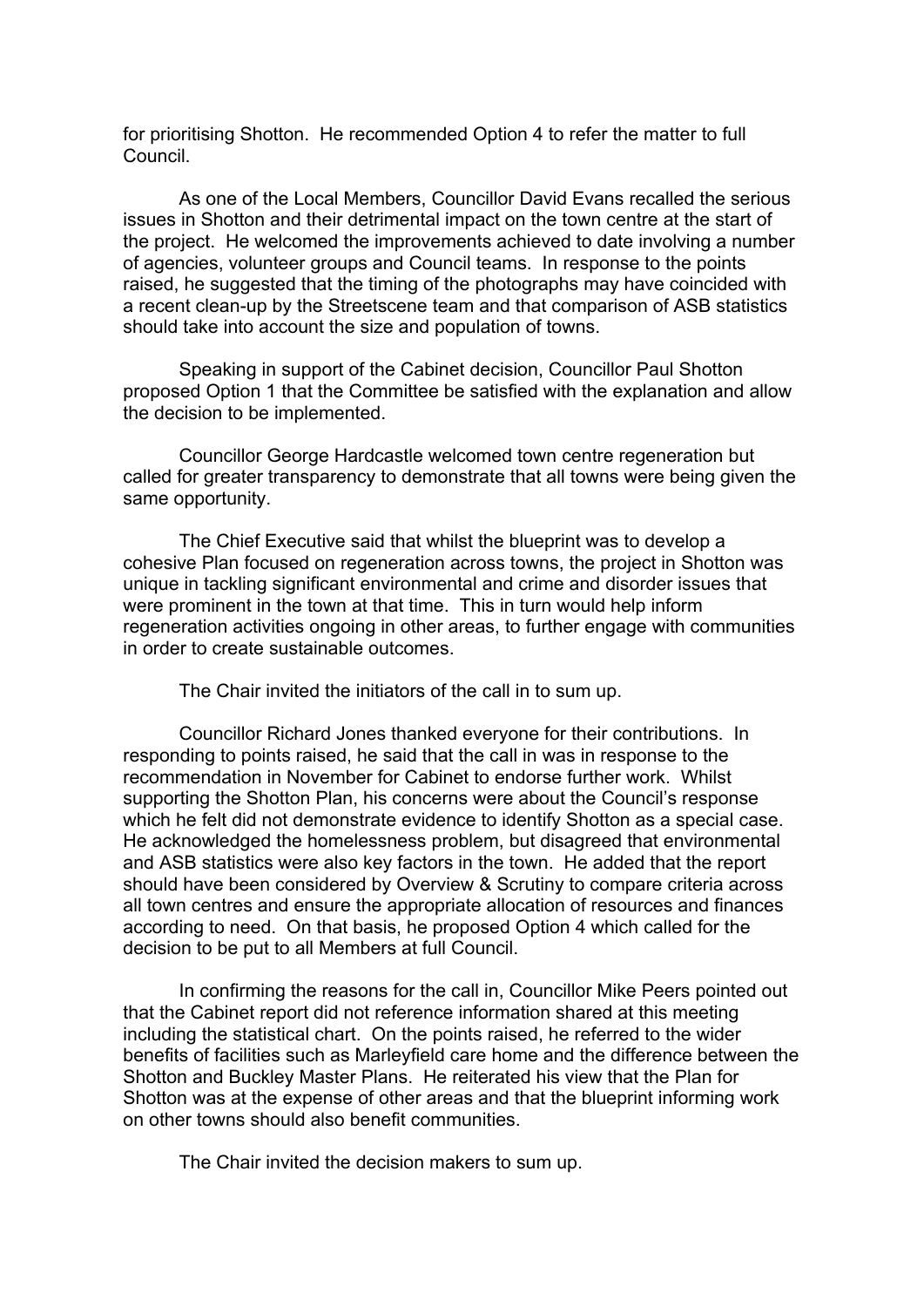for prioritising Shotton. He recommended Option 4 to refer the matter to full Council.

As one of the Local Members, Councillor David Evans recalled the serious issues in Shotton and their detrimental impact on the town centre at the start of the project. He welcomed the improvements achieved to date involving a number of agencies, volunteer groups and Council teams. In response to the points raised, he suggested that the timing of the photographs may have coincided with a recent clean-up by the Streetscene team and that comparison of ASB statistics should take into account the size and population of towns.

Speaking in support of the Cabinet decision, Councillor Paul Shotton proposed Option 1 that the Committee be satisfied with the explanation and allow the decision to be implemented.

Councillor George Hardcastle welcomed town centre regeneration but called for greater transparency to demonstrate that all towns were being given the same opportunity.

The Chief Executive said that whilst the blueprint was to develop a cohesive Plan focused on regeneration across towns, the project in Shotton was unique in tackling significant environmental and crime and disorder issues that were prominent in the town at that time. This in turn would help inform regeneration activities ongoing in other areas, to further engage with communities in order to create sustainable outcomes.

The Chair invited the initiators of the call in to sum up.

Councillor Richard Jones thanked everyone for their contributions. In responding to points raised, he said that the call in was in response to the recommendation in November for Cabinet to endorse further work. Whilst supporting the Shotton Plan, his concerns were about the Council's response which he felt did not demonstrate evidence to identify Shotton as a special case. He acknowledged the homelessness problem, but disagreed that environmental and ASB statistics were also key factors in the town. He added that the report should have been considered by Overview & Scrutiny to compare criteria across all town centres and ensure the appropriate allocation of resources and finances according to need. On that basis, he proposed Option 4 which called for the decision to be put to all Members at full Council.

In confirming the reasons for the call in, Councillor Mike Peers pointed out that the Cabinet report did not reference information shared at this meeting including the statistical chart. On the points raised, he referred to the wider benefits of facilities such as Marleyfield care home and the difference between the Shotton and Buckley Master Plans. He reiterated his view that the Plan for Shotton was at the expense of other areas and that the blueprint informing work on other towns should also benefit communities.

The Chair invited the decision makers to sum up.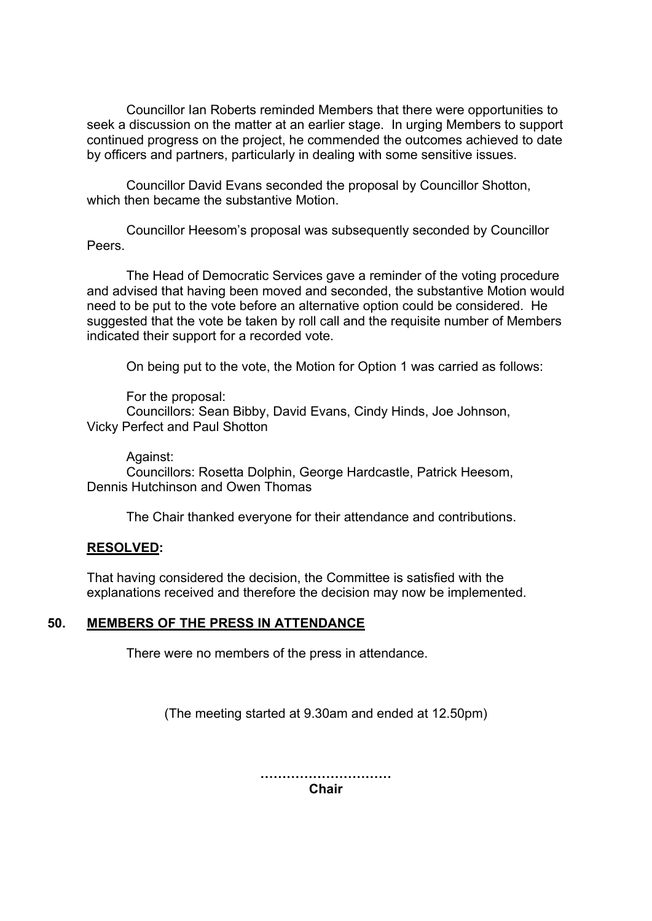Councillor Ian Roberts reminded Members that there were opportunities to seek a discussion on the matter at an earlier stage. In urging Members to support continued progress on the project, he commended the outcomes achieved to date by officers and partners, particularly in dealing with some sensitive issues.

Councillor David Evans seconded the proposal by Councillor Shotton, which then became the substantive Motion.

Councillor Heesom's proposal was subsequently seconded by Councillor Peers.

The Head of Democratic Services gave a reminder of the voting procedure and advised that having been moved and seconded, the substantive Motion would need to be put to the vote before an alternative option could be considered. He suggested that the vote be taken by roll call and the requisite number of Members indicated their support for a recorded vote.

On being put to the vote, the Motion for Option 1 was carried as follows:

For the proposal:
Councillors: Sean Bibby, David Evans, Cindy Hinds, Joe Johnson, Vicky Perfect and Paul Shotton

Against:
Councillors: Rosetta Dolphin, George Hardcastle, Patrick Heesom, Dennis Hutchinson and Owen Thomas

The Chair thanked everyone for their attendance and contributions.

**RESOLVED:**

That having considered the decision, the Committee is satisfied with the explanations received and therefore the decision may now be implemented.

## 50. MEMBERS OF THE PRESS IN ATTENDANCE

There were no members of the press in attendance.

(The meeting started at 9.30am and ended at 12.50pm)

…………………………
**Chair**